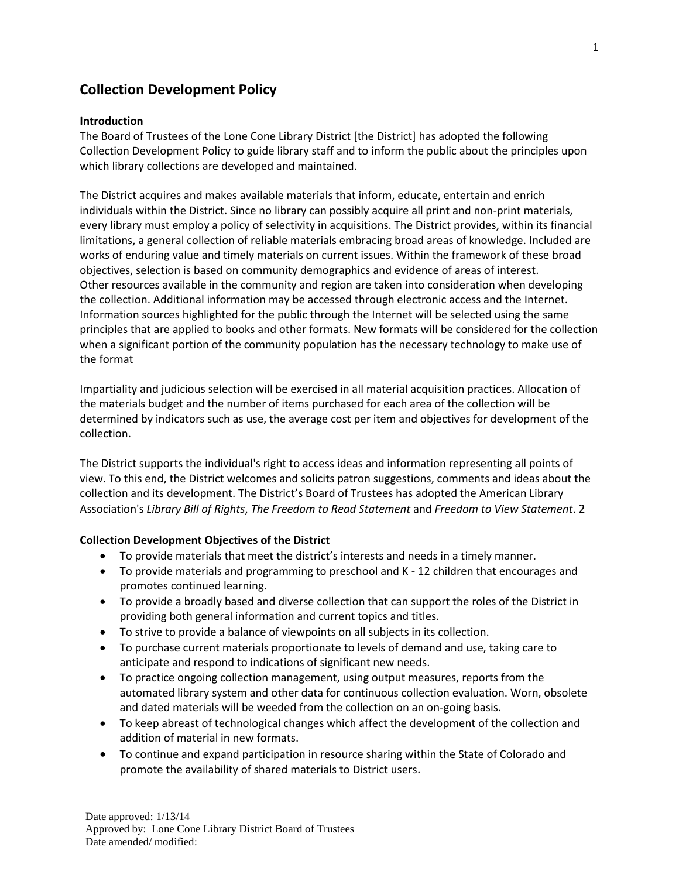# Collection Development Policy

**Introduction**

The Board of Trustees of the Lone Cone Library District [the District] has adopted the following Collection Development Policy to guide library staff and to inform the public about the principles upon which library collections are developed and maintained.

The District acquires and makes available materials that inform, educate, entertain and enrich individuals within the District. Since no library can possibly acquire all print and non-print materials, every library must employ a policy of selectivity in acquisitions. The District provides, within its financial limitations, a general collection of reliable materials embracing broad areas of knowledge. Included are works of enduring value and timely materials on current issues. Within the framework of these broad objectives, selection is based on community demographics and evidence of areas of interest. Other resources available in the community and region are taken into consideration when developing the collection. Additional information may be accessed through electronic access and the Internet. Information sources highlighted for the public through the Internet will be selected using the same principles that are applied to books and other formats. New formats will be considered for the collection when a significant portion of the community population has the necessary technology to make use of the format

Impartiality and judicious selection will be exercised in all material acquisition practices. Allocation of the materials budget and the number of items purchased for each area of the collection will be determined by indicators such as use, the average cost per item and objectives for development of the collection.

The District supports the individual's right to access ideas and information representing all points of view. To this end, the District welcomes and solicits patron suggestions, comments and ideas about the collection and its development. The District's Board of Trustees has adopted the American Library Association's *Library Bill of Rights*, *The Freedom to Read Statement* and *Freedom to View Statement*. 2

**Collection Development Objectives of the District**

- To provide materials that meet the district's interests and needs in a timely manner.
- To provide materials and programming to preschool and K - 12 children that encourages and promotes continued learning.
- To provide a broadly based and diverse collection that can support the roles of the District in providing both general information and current topics and titles.
- To strive to provide a balance of viewpoints on all subjects in its collection.
- To purchase current materials proportionate to levels of demand and use, taking care to anticipate and respond to indications of significant new needs.
- To practice ongoing collection management, using output measures, reports from the automated library system and other data for continuous collection evaluation. Worn, obsolete and dated materials will be weeded from the collection on an on-going basis.
- To keep abreast of technological changes which affect the development of the collection and addition of material in new formats.
- To continue and expand participation in resource sharing within the State of Colorado and promote the availability of shared materials to District users.

Date approved: 1/13/14
Approved by: Lone Cone Library District Board of Trustees
Date amended/ modified: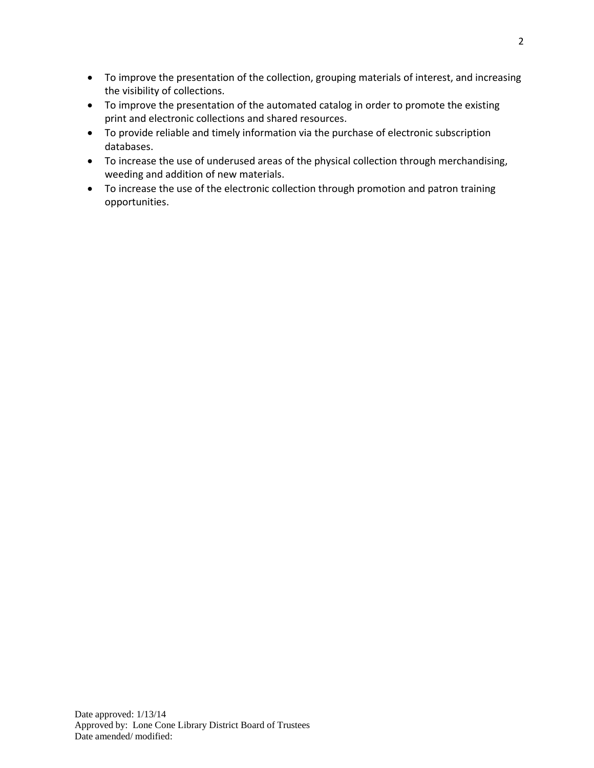- To improve the presentation of the collection, grouping materials of interest, and increasing the visibility of collections.
- To improve the presentation of the automated catalog in order to promote the existing print and electronic collections and shared resources.
- To provide reliable and timely information via the purchase of electronic subscription databases.
- To increase the use of underused areas of the physical collection through merchandising, weeding and addition of new materials.
- To increase the use of the electronic collection through promotion and patron training opportunities.

Date approved: 1/13/14
Approved by: Lone Cone Library District Board of Trustees
Date amended/ modified: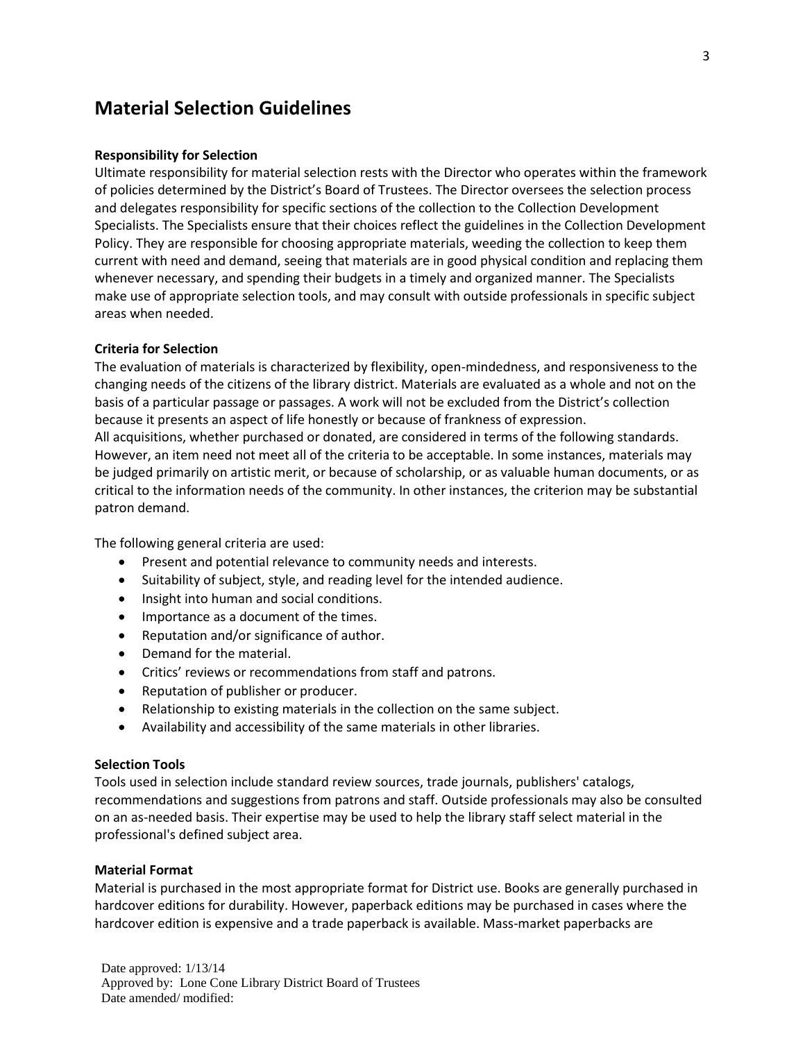## Material Selection Guidelines

**Responsibility for Selection**

Ultimate responsibility for material selection rests with the Director who operates within the framework of policies determined by the District's Board of Trustees. The Director oversees the selection process and delegates responsibility for specific sections of the collection to the Collection Development Specialists. The Specialists ensure that their choices reflect the guidelines in the Collection Development Policy. They are responsible for choosing appropriate materials, weeding the collection to keep them current with need and demand, seeing that materials are in good physical condition and replacing them whenever necessary, and spending their budgets in a timely and organized manner. The Specialists make use of appropriate selection tools, and may consult with outside professionals in specific subject areas when needed.

**Criteria for Selection**

The evaluation of materials is characterized by flexibility, open-mindedness, and responsiveness to the changing needs of the citizens of the library district. Materials are evaluated as a whole and not on the basis of a particular passage or passages. A work will not be excluded from the District's collection because it presents an aspect of life honestly or because of frankness of expression.
All acquisitions, whether purchased or donated, are considered in terms of the following standards. However, an item need not meet all of the criteria to be acceptable. In some instances, materials may be judged primarily on artistic merit, or because of scholarship, or as valuable human documents, or as critical to the information needs of the community. In other instances, the criterion may be substantial patron demand.

The following general criteria are used:

- Present and potential relevance to community needs and interests.
- Suitability of subject, style, and reading level for the intended audience.
- Insight into human and social conditions.
- Importance as a document of the times.
- Reputation and/or significance of author.
- Demand for the material.
- Critics' reviews or recommendations from staff and patrons.
- Reputation of publisher or producer.
- Relationship to existing materials in the collection on the same subject.
- Availability and accessibility of the same materials in other libraries.

**Selection Tools**

Tools used in selection include standard review sources, trade journals, publishers' catalogs, recommendations and suggestions from patrons and staff. Outside professionals may also be consulted on an as-needed basis. Their expertise may be used to help the library staff select material in the professional's defined subject area.

**Material Format**

Material is purchased in the most appropriate format for District use. Books are generally purchased in hardcover editions for durability. However, paperback editions may be purchased in cases where the hardcover edition is expensive and a trade paperback is available. Mass-market paperbacks are

Date approved: 1/13/14
Approved by: Lone Cone Library District Board of Trustees
Date amended/ modified: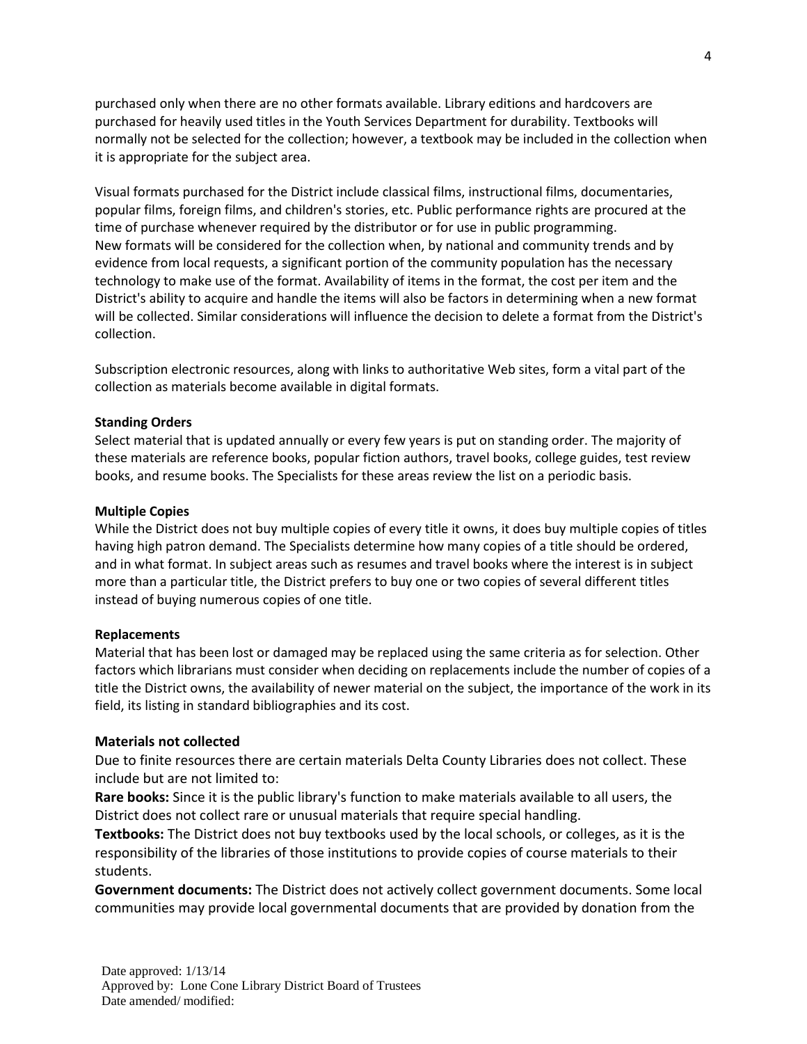purchased only when there are no other formats available. Library editions and hardcovers are purchased for heavily used titles in the Youth Services Department for durability. Textbooks will normally not be selected for the collection; however, a textbook may be included in the collection when it is appropriate for the subject area.

Visual formats purchased for the District include classical films, instructional films, documentaries, popular films, foreign films, and children's stories, etc. Public performance rights are procured at the time of purchase whenever required by the distributor or for use in public programming.
New formats will be considered for the collection when, by national and community trends and by evidence from local requests, a significant portion of the community population has the necessary technology to make use of the format. Availability of items in the format, the cost per item and the District's ability to acquire and handle the items will also be factors in determining when a new format will be collected. Similar considerations will influence the decision to delete a format from the District's collection.

Subscription electronic resources, along with links to authoritative Web sites, form a vital part of the collection as materials become available in digital formats.

**Standing Orders**
Select material that is updated annually or every few years is put on standing order. The majority of these materials are reference books, popular fiction authors, travel books, college guides, test review books, and resume books. The Specialists for these areas review the list on a periodic basis.

**Multiple Copies**
While the District does not buy multiple copies of every title it owns, it does buy multiple copies of titles having high patron demand. The Specialists determine how many copies of a title should be ordered, and in what format. In subject areas such as resumes and travel books where the interest is in subject more than a particular title, the District prefers to buy one or two copies of several different titles instead of buying numerous copies of one title.

**Replacements**
Material that has been lost or damaged may be replaced using the same criteria as for selection. Other factors which librarians must consider when deciding on replacements include the number of copies of a title the District owns, the availability of newer material on the subject, the importance of the work in its field, its listing in standard bibliographies and its cost.

**Materials not collected**
Due to finite resources there are certain materials Delta County Libraries does not collect. These include but are not limited to:
**Rare books:** Since it is the public library's function to make materials available to all users, the District does not collect rare or unusual materials that require special handling.
**Textbooks:** The District does not buy textbooks used by the local schools, or colleges, as it is the responsibility of the libraries of those institutions to provide copies of course materials to their students.
**Government documents:** The District does not actively collect government documents. Some local communities may provide local governmental documents that are provided by donation from the

Date approved: 1/13/14
Approved by: Lone Cone Library District Board of Trustees
Date amended/ modified: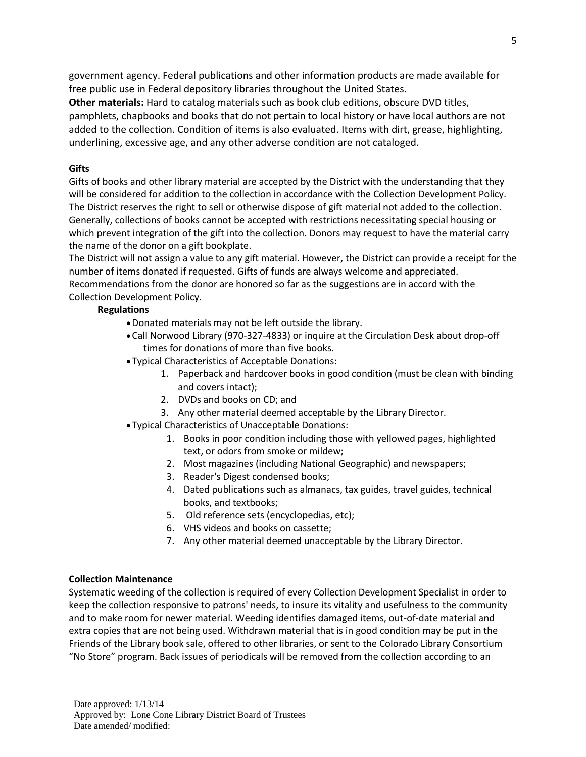government agency. Federal publications and other information products are made available for free public use in Federal depository libraries throughout the United States.

**Other materials:** Hard to catalog materials such as book club editions, obscure DVD titles, pamphlets, chapbooks and books that do not pertain to local history or have local authors are not added to the collection. Condition of items is also evaluated. Items with dirt, grease, highlighting, underlining, excessive age, and any other adverse condition are not cataloged.

**Gifts**

Gifts of books and other library material are accepted by the District with the understanding that they will be considered for addition to the collection in accordance with the Collection Development Policy. The District reserves the right to sell or otherwise dispose of gift material not added to the collection. Generally, collections of books cannot be accepted with restrictions necessitating special housing or which prevent integration of the gift into the collection. Donors may request to have the material carry the name of the donor on a gift bookplate.

The District will not assign a value to any gift material. However, the District can provide a receipt for the number of items donated if requested. Gifts of funds are always welcome and appreciated. Recommendations from the donor are honored so far as the suggestions are in accord with the Collection Development Policy.

**Regulations**

- Donated materials may not be left outside the library.
- Call Norwood Library (970-327-4833) or inquire at the Circulation Desk about drop-off times for donations of more than five books.
- Typical Characteristics of Acceptable Donations:
    1. Paperback and hardcover books in good condition (must be clean with binding and covers intact);
    2. DVDs and books on CD; and
    3. Any other material deemed acceptable by the Library Director.
- Typical Characteristics of Unacceptable Donations:
    1. Books in poor condition including those with yellowed pages, highlighted text, or odors from smoke or mildew;
    2. Most magazines (including National Geographic) and newspapers;
    3. Reader's Digest condensed books;
    4. Dated publications such as almanacs, tax guides, travel guides, technical books, and textbooks;
    5. Old reference sets (encyclopedias, etc);
    6. VHS videos and books on cassette;
    7. Any other material deemed unacceptable by the Library Director.

**Collection Maintenance**

Systematic weeding of the collection is required of every Collection Development Specialist in order to keep the collection responsive to patrons' needs, to insure its vitality and usefulness to the community and to make room for newer material. Weeding identifies damaged items, out-of-date material and extra copies that are not being used. Withdrawn material that is in good condition may be put in the Friends of the Library book sale, offered to other libraries, or sent to the Colorado Library Consortium "No Store" program. Back issues of periodicals will be removed from the collection according to an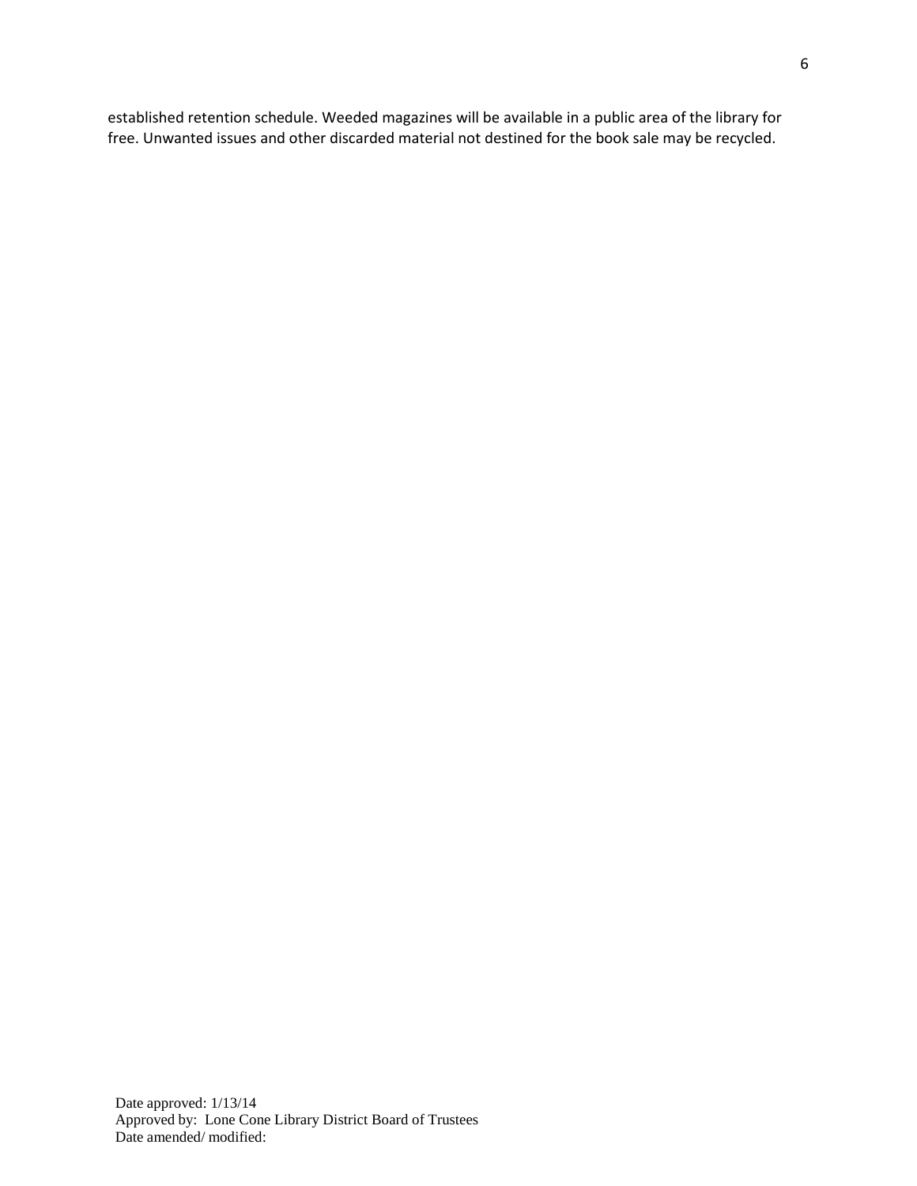established retention schedule. Weeded magazines will be available in a public area of the library for free. Unwanted issues and other discarded material not destined for the book sale may be recycled.

Date approved: 1/13/14
Approved by: Lone Cone Library District Board of Trustees
Date amended/ modified: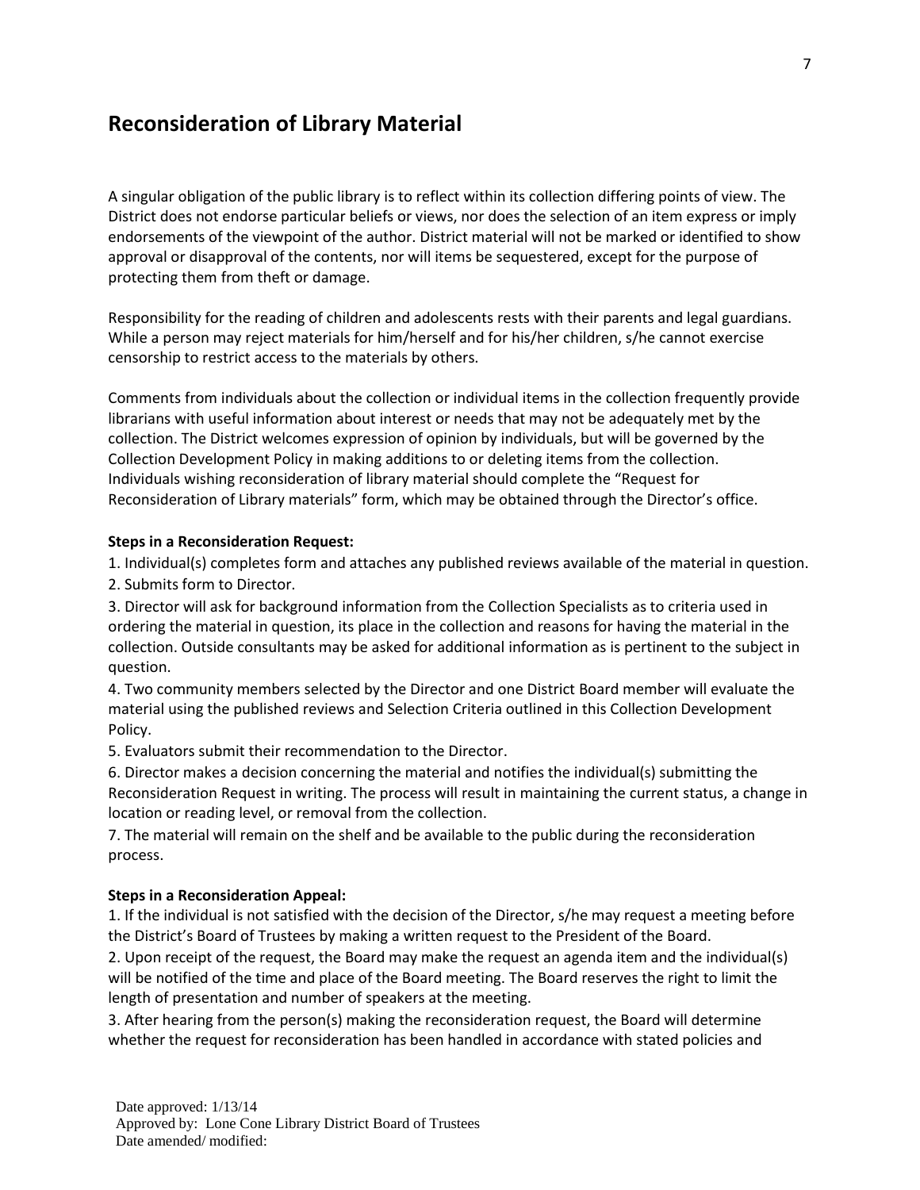## Reconsideration of Library Material

A singular obligation of the public library is to reflect within its collection differing points of view. The District does not endorse particular beliefs or views, nor does the selection of an item express or imply endorsements of the viewpoint of the author. District material will not be marked or identified to show approval or disapproval of the contents, nor will items be sequestered, except for the purpose of protecting them from theft or damage.

Responsibility for the reading of children and adolescents rests with their parents and legal guardians. While a person may reject materials for him/herself and for his/her children, s/he cannot exercise censorship to restrict access to the materials by others.

Comments from individuals about the collection or individual items in the collection frequently provide librarians with useful information about interest or needs that may not be adequately met by the collection. The District welcomes expression of opinion by individuals, but will be governed by the Collection Development Policy in making additions to or deleting items from the collection. Individuals wishing reconsideration of library material should complete the "Request for Reconsideration of Library materials" form, which may be obtained through the Director's office.

**Steps in a Reconsideration Request:**

1. Individual(s) completes form and attaches any published reviews available of the material in question.
2. Submits form to Director.
3. Director will ask for background information from the Collection Specialists as to criteria used in ordering the material in question, its place in the collection and reasons for having the material in the collection. Outside consultants may be asked for additional information as is pertinent to the subject in question.
4. Two community members selected by the Director and one District Board member will evaluate the material using the published reviews and Selection Criteria outlined in this Collection Development Policy.
5. Evaluators submit their recommendation to the Director.
6. Director makes a decision concerning the material and notifies the individual(s) submitting the Reconsideration Request in writing. The process will result in maintaining the current status, a change in location or reading level, or removal from the collection.
7. The material will remain on the shelf and be available to the public during the reconsideration process.

**Steps in a Reconsideration Appeal:**

1. If the individual is not satisfied with the decision of the Director, s/he may request a meeting before the District's Board of Trustees by making a written request to the President of the Board.
2. Upon receipt of the request, the Board may make the request an agenda item and the individual(s) will be notified of the time and place of the Board meeting. The Board reserves the right to limit the length of presentation and number of speakers at the meeting.
3. After hearing from the person(s) making the reconsideration request, the Board will determine whether the request for reconsideration has been handled in accordance with stated policies and

Date approved: 1/13/14
Approved by: Lone Cone Library District Board of Trustees
Date amended/ modified: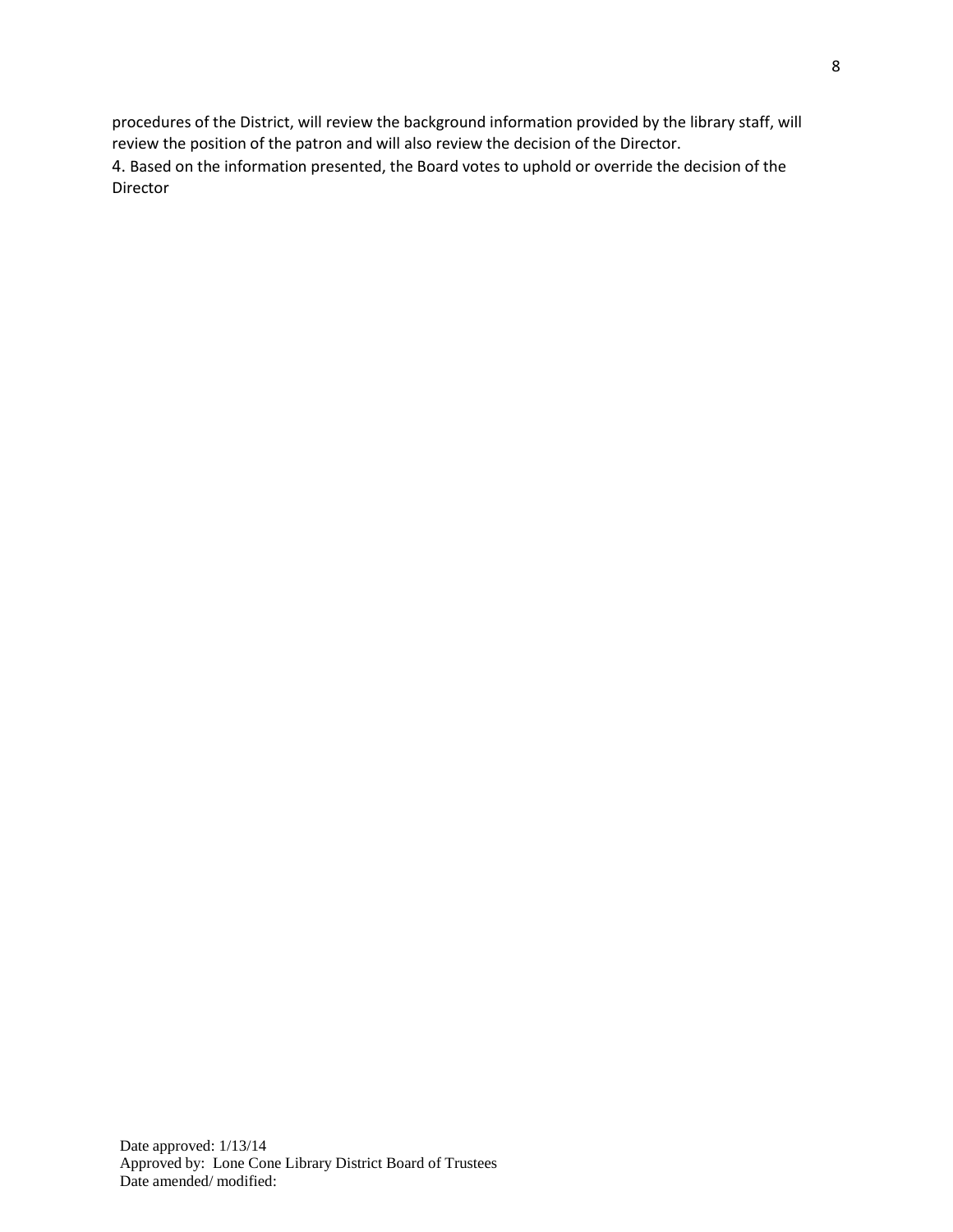procedures of the District, will review the background information provided by the library staff, will review the position of the patron and will also review the decision of the Director.

4. Based on the information presented, the Board votes to uphold or override the decision of the Director

Date approved: 1/13/14
Approved by: Lone Cone Library District Board of Trustees
Date amended/ modified: